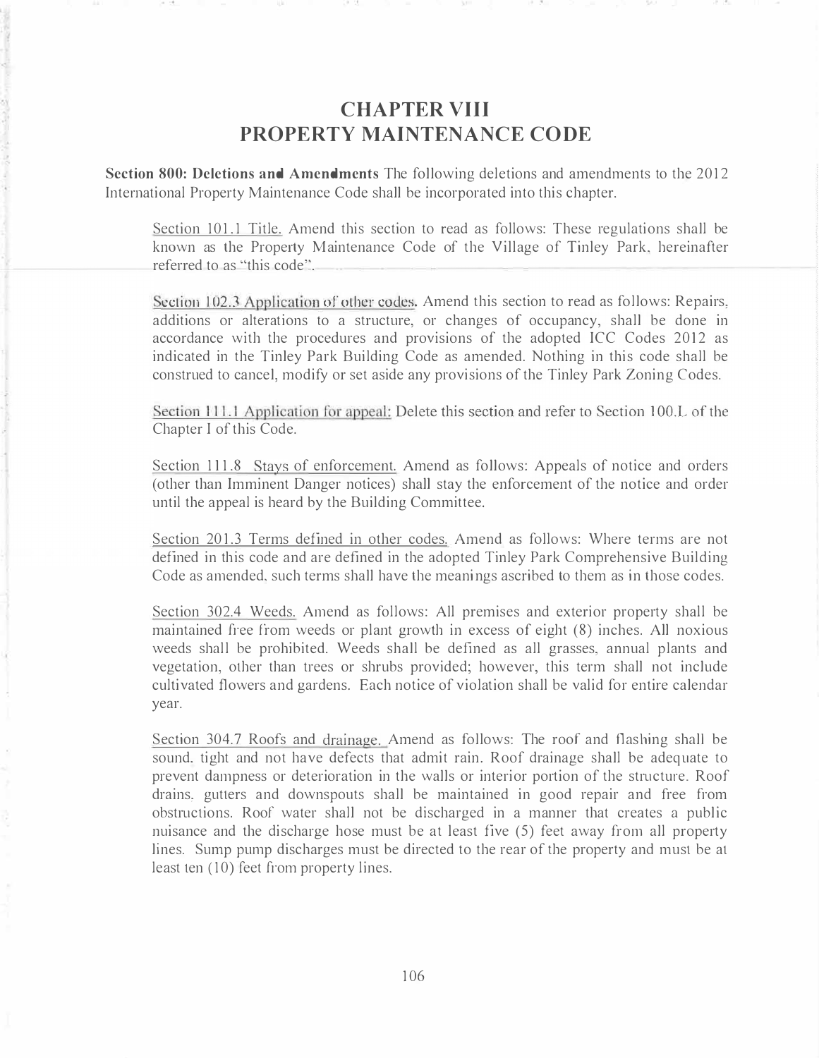# CHAPTER VIII
# PROPERTY MAINTENANCE CODE

**Section 800: Deletions and Amendments** The following deletions and amendments to the 2012 International Property Maintenance Code shall be incorporated into this chapter.

Section 101.1 Title. Amend this section to read as follows: These regulations shall be known as the Property Maintenance Code of the Village of Tinley Park, hereinafter referred to as "this code".

Section 102.3 Application of other codes. Amend this section to read as follows: Repairs, additions or alterations to a structure, or changes of occupancy, shall be done in accordance with the procedures and provisions of the adopted ICC Codes 2012 as indicated in the Tinley Park Building Code as amended. Nothing in this code shall be construed to cancel, modify or set aside any provisions of the Tinley Park Zoning Codes.

Section 111.1 Application for appeal: Delete this section and refer to Section 100.L of the Chapter I of this Code.

Section 111.8 Stays of enforcement. Amend as follows: Appeals of notice and orders (other than Imminent Danger notices) shall stay the enforcement of the notice and order until the appeal is heard by the Building Committee.

Section 201.3 Terms defined in other codes. Amend as follows: Where terms are not defined in this code and are defined in the adopted Tinley Park Comprehensive Building Code as amended, such terms shall have the meanings ascribed to them as in those codes.

Section 302.4 Weeds. Amend as follows: All premises and exterior property shall be maintained free from weeds or plant growth in excess of eight (8) inches. All noxious weeds shall be prohibited. Weeds shall be defined as all grasses, annual plants and vegetation, other than trees or shrubs provided; however, this term shall not include cultivated flowers and gardens. Each notice of violation shall be valid for entire calendar year.

Section 304.7 Roofs and drainage. Amend as follows: The roof and flashing shall be sound, tight and not have defects that admit rain. Roof drainage shall be adequate to prevent dampness or deterioration in the walls or interior portion of the structure. Roof drains, gutters and downspouts shall be maintained in good repair and free from obstructions. Roof water shall not be discharged in a manner that creates a public nuisance and the discharge hose must be at least five (5) feet away from all property lines. Sump pump discharges must be directed to the rear of the property and must be at least ten (10) feet from property lines.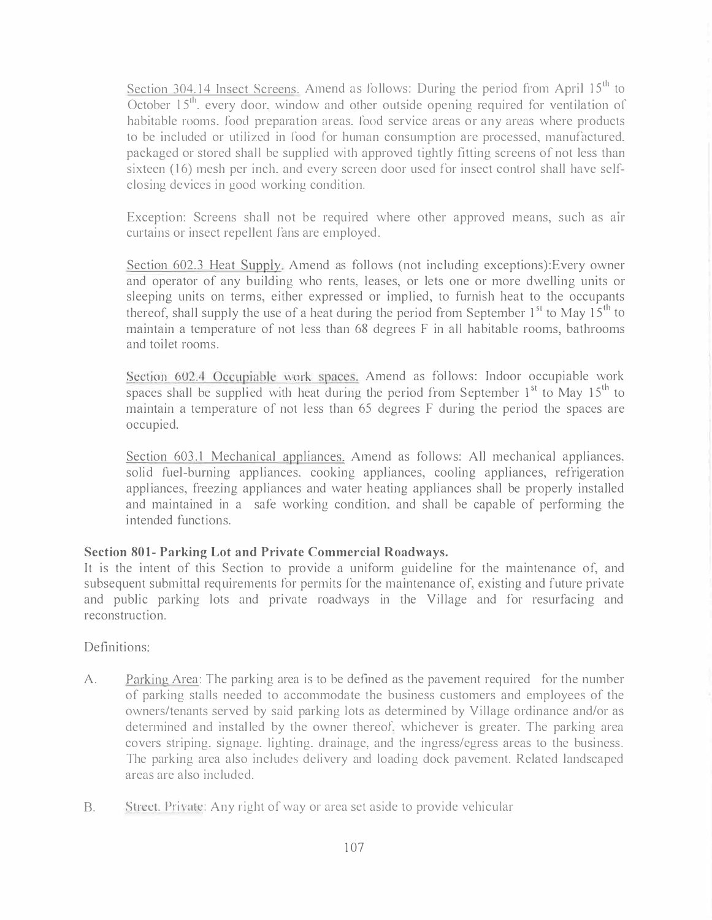Section 304.14 Insect Screens. Amend as follows: During the period from April 15th to October 15th, every door, window and other outside opening required for ventilation of habitable rooms, food preparation areas, food service areas or any areas where products to be included or utilized in food for human consumption are processed, manufactured, packaged or stored shall be supplied with approved tightly fitting screens of not less than sixteen (16) mesh per inch, and every screen door used for insect control shall have self-closing devices in good working condition.

Exception: Screens shall not be required where other approved means, such as air curtains or insect repellent fans are employed.

Section 602.3 Heat Supply. Amend as follows (not including exceptions):Every owner and operator of any building who rents, leases, or lets one or more dwelling units or sleeping units on terms, either expressed or implied, to furnish heat to the occupants thereof, shall supply the use of a heat during the period from September 1st to May 15th to maintain a temperature of not less than 68 degrees F in all habitable rooms, bathrooms and toilet rooms.

Section 602.4 Occupiable work spaces. Amend as follows: Indoor occupiable work spaces shall be supplied with heat during the period from September 1st to May 15th to maintain a temperature of not less than 65 degrees F during the period the spaces are occupied.

Section 603.1 Mechanical appliances. Amend as follows: All mechanical appliances, solid fuel-burning appliances, cooking appliances, cooling appliances, refrigeration appliances, freezing appliances and water heating appliances shall be properly installed and maintained in a safe working condition, and shall be capable of performing the intended functions.

**Section 801- Parking Lot and Private Commercial Roadways.**

It is the intent of this Section to provide a uniform guideline for the maintenance of, and subsequent submittal requirements for permits for the maintenance of, existing and future private and public parking lots and private roadways in the Village and for resurfacing and reconstruction.

Definitions:

A. Parking Area: The parking area is to be defined as the pavement required for the number of parking stalls needed to accommodate the business customers and employees of the owners/tenants served by said parking lots as determined by Village ordinance and/or as determined and installed by the owner thereof, whichever is greater. The parking area covers striping, signage, lighting, drainage, and the ingress/egress areas to the business. The parking area also includes delivery and loading dock pavement. Related landscaped areas are also included.

B. Street, Private: Any right of way or area set aside to provide vehicular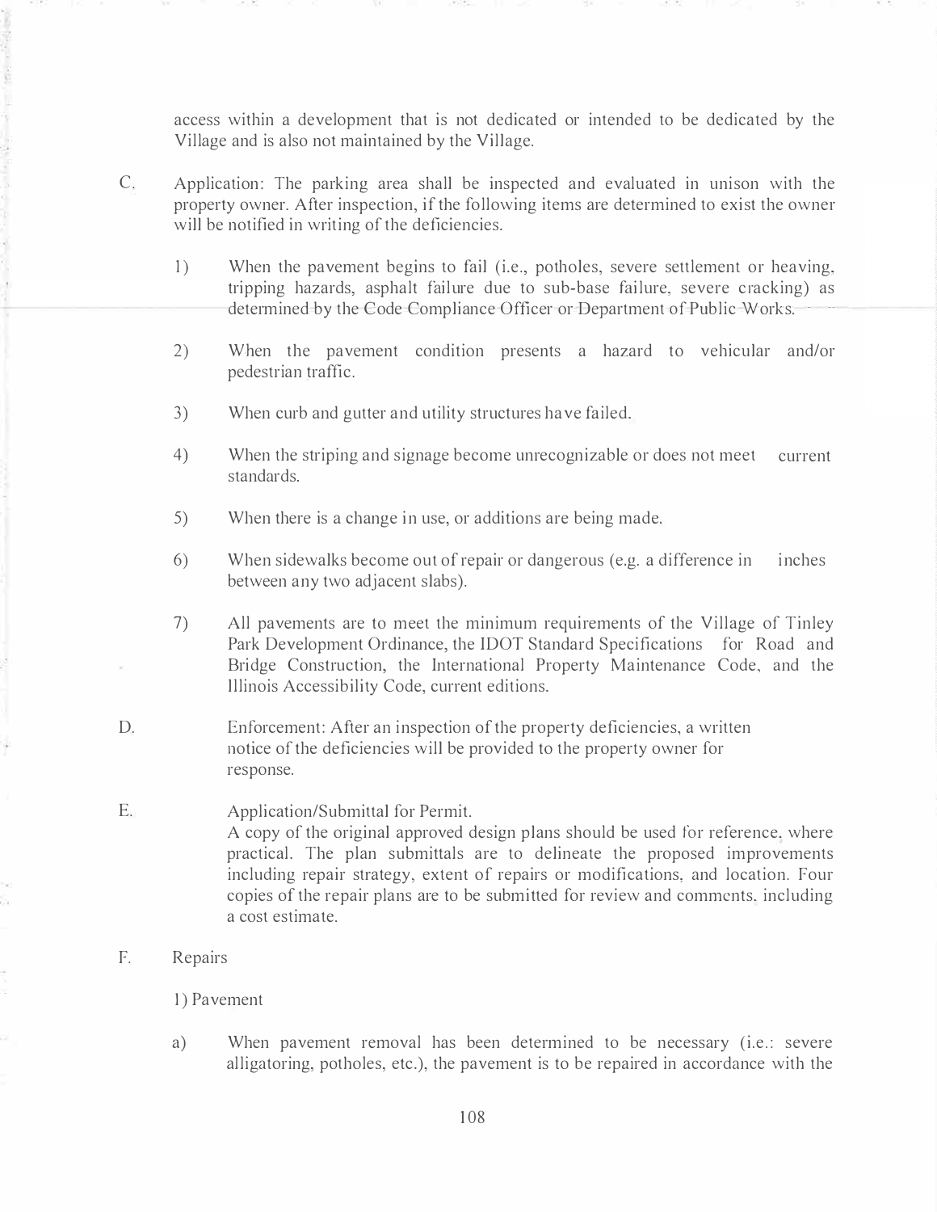access within a development that is not dedicated or intended to be dedicated by the Village and is also not maintained by the Village.

C. Application: The parking area shall be inspected and evaluated in unison with the property owner. After inspection, if the following items are determined to exist the owner will be notified in writing of the deficiencies.

1) When the pavement begins to fail (i.e., potholes, severe settlement or heaving, tripping hazards, asphalt failure due to sub-base failure, severe cracking) as determined by the Code Compliance Officer or Department of Public Works.

2) When the pavement condition presents a hazard to vehicular and/or pedestrian traffic.

3) When curb and gutter and utility structures have failed.

4) When the striping and signage become unrecognizable or does not meet current standards.

5) When there is a change in use, or additions are being made.

6) When sidewalks become out of repair or dangerous (e.g. a difference in inches between any two adjacent slabs).

7) All pavements are to meet the minimum requirements of the Village of Tinley Park Development Ordinance, the IDOT Standard Specifications for Road and Bridge Construction, the International Property Maintenance Code, and the Illinois Accessibility Code, current editions.

D. Enforcement: After an inspection of the property deficiencies, a written notice of the deficiencies will be provided to the property owner for response.

E. Application/Submittal for Permit.
A copy of the original approved design plans should be used for reference, where practical. The plan submittals are to delineate the proposed improvements including repair strategy, extent of repairs or modifications, and location. Four copies of the repair plans are to be submitted for review and comments, including a cost estimate.

F. Repairs

1) Pavement

a) When pavement removal has been determined to be necessary (i.e.: severe alligatoring, potholes, etc.), the pavement is to be repaired in accordance with the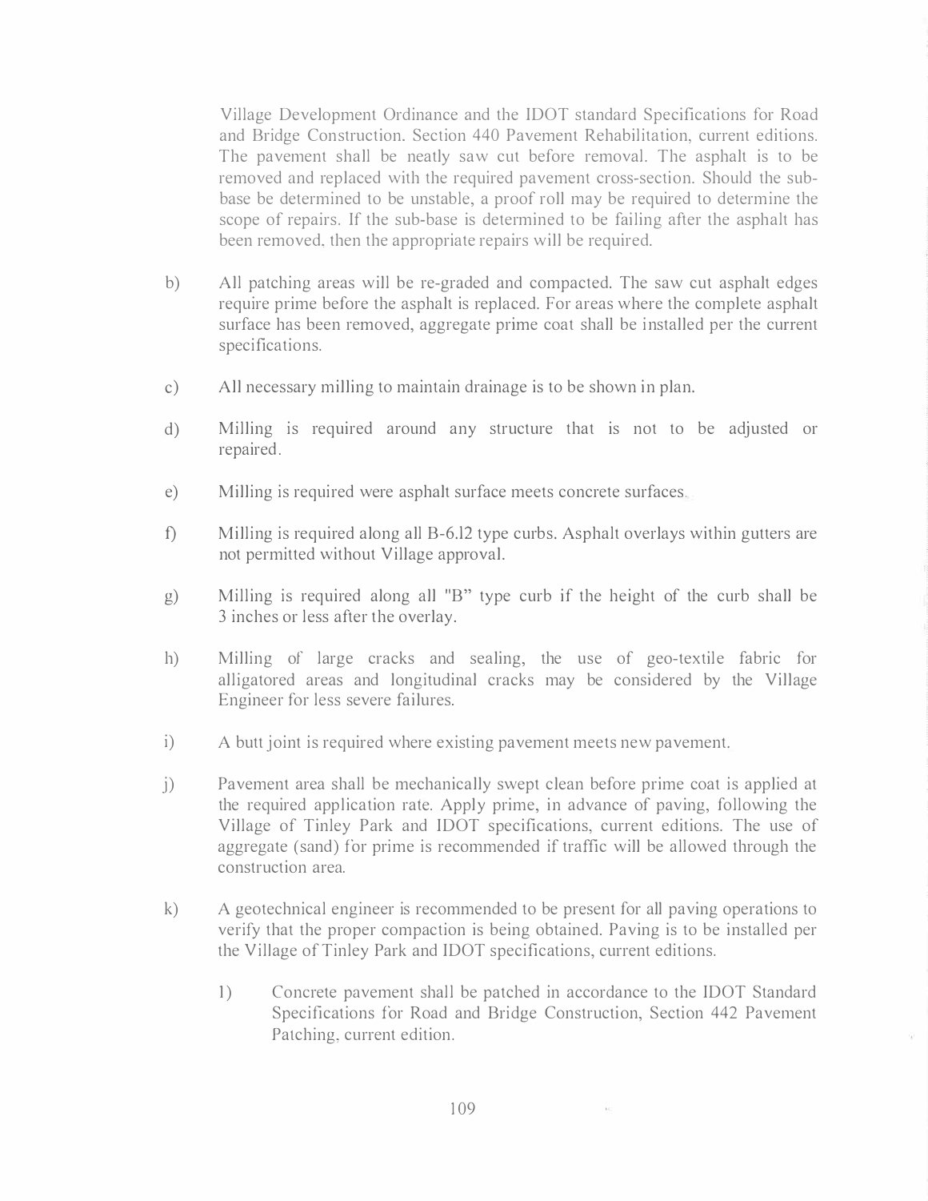Village Development Ordinance and the IDOT standard Specifications for Road and Bridge Construction. Section 440 Pavement Rehabilitation, current editions. The pavement shall be neatly saw cut before removal. The asphalt is to be removed and replaced with the required pavement cross-section. Should the sub-base be determined to be unstable, a proof roll may be required to determine the scope of repairs. If the sub-base is determined to be failing after the asphalt has been removed, then the appropriate repairs will be required.

b) All patching areas will be re-graded and compacted. The saw cut asphalt edges require prime before the asphalt is replaced. For areas where the complete asphalt surface has been removed, aggregate prime coat shall be installed per the current specifications.

c) All necessary milling to maintain drainage is to be shown in plan.

d) Milling is required around any structure that is not to be adjusted or repaired.

e) Milling is required were asphalt surface meets concrete surfaces.

f) Milling is required along all B-6.12 type curbs. Asphalt overlays within gutters are not permitted without Village approval.

g) Milling is required along all "B" type curb if the height of the curb shall be 3 inches or less after the overlay.

h) Milling of large cracks and sealing, the use of geo-textile fabric for alligatored areas and longitudinal cracks may be considered by the Village Engineer for less severe failures.

i) A butt joint is required where existing pavement meets new pavement.

j) Pavement area shall be mechanically swept clean before prime coat is applied at the required application rate. Apply prime, in advance of paving, following the Village of Tinley Park and IDOT specifications, current editions. The use of aggregate (sand) for prime is recommended if traffic will be allowed through the construction area.

k) A geotechnical engineer is recommended to be present for all paving operations to verify that the proper compaction is being obtained. Paving is to be installed per the Village of Tinley Park and IDOT specifications, current editions.

   1) Concrete pavement shall be patched in accordance to the IDOT Standard Specifications for Road and Bridge Construction, Section 442 Pavement Patching, current edition.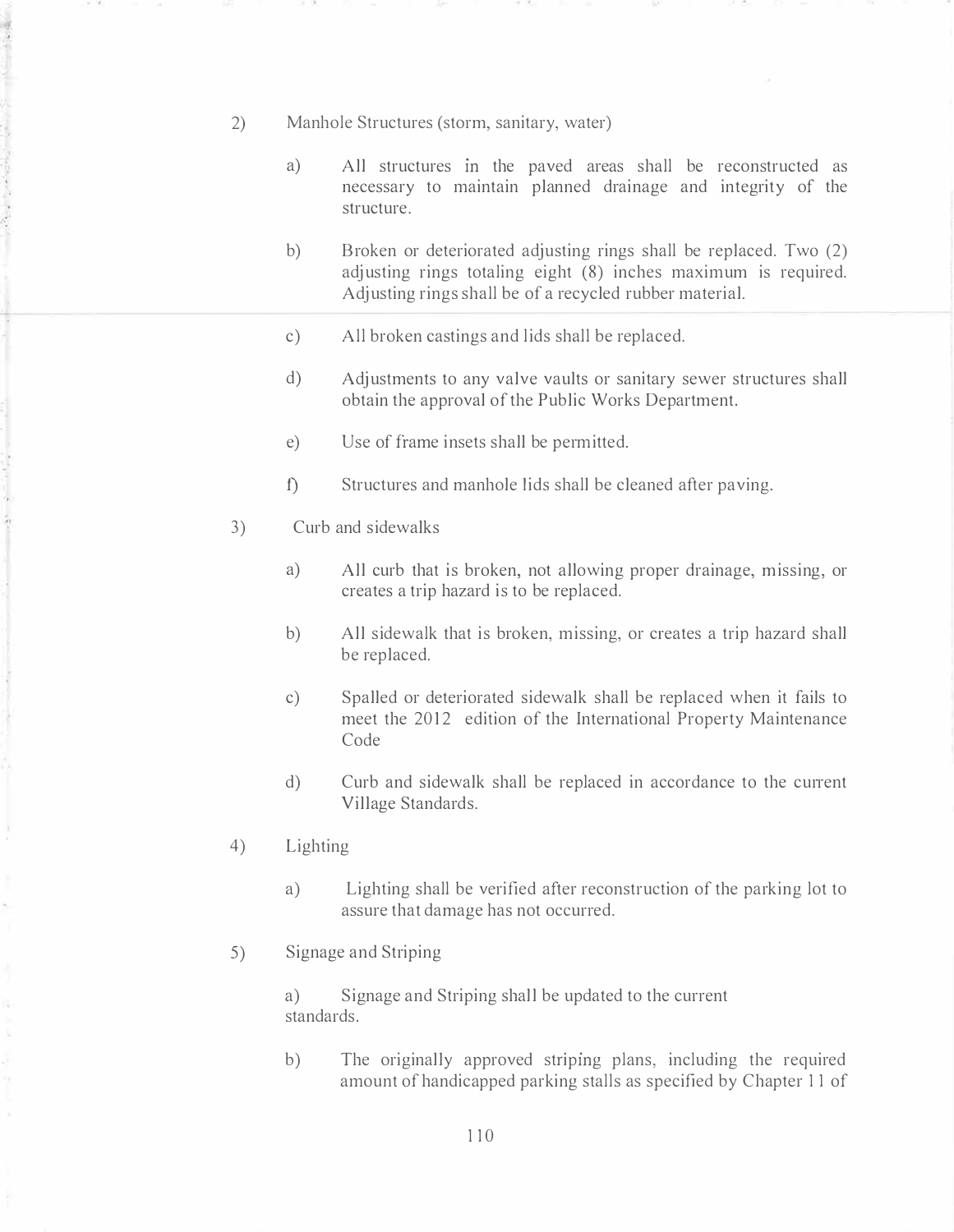2) Manhole Structures (storm, sanitary, water)

   a) All structures in the paved areas shall be reconstructed as necessary to maintain planned drainage and integrity of the structure.

   b) Broken or deteriorated adjusting rings shall be replaced. Two (2) adjusting rings totaling eight (8) inches maximum is required. Adjusting rings shall be of a recycled rubber material.

   c) All broken castings and lids shall be replaced.

   d) Adjustments to any valve vaults or sanitary sewer structures shall obtain the approval of the Public Works Department.

   e) Use of frame insets shall be permitted.

   f) Structures and manhole lids shall be cleaned after paving.

3) Curb and sidewalks

   a) All curb that is broken, not allowing proper drainage, missing, or creates a trip hazard is to be replaced.

   b) All sidewalk that is broken, missing, or creates a trip hazard shall be replaced.

   c) Spalled or deteriorated sidewalk shall be replaced when it fails to meet the 2012 edition of the International Property Maintenance Code

   d) Curb and sidewalk shall be replaced in accordance to the current Village Standards.

4) Lighting

   a) Lighting shall be verified after reconstruction of the parking lot to assure that damage has not occurred.

5) Signage and Striping

   a) Signage and Striping shall be updated to the current standards.

   b) The originally approved striping plans, including the required amount of handicapped parking stalls as specified by Chapter 11 of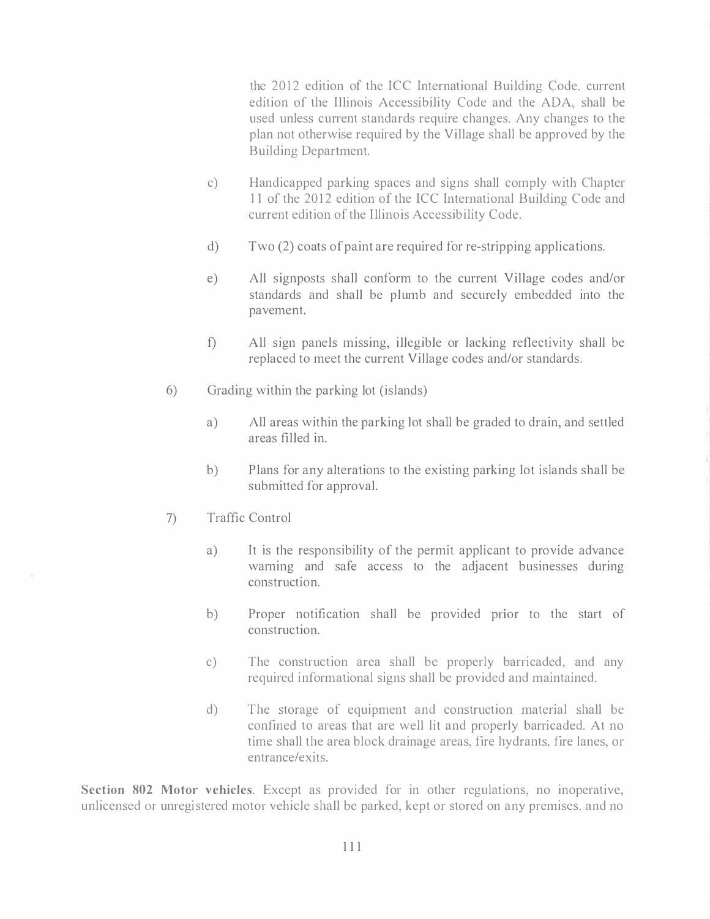the 2012 edition of the ICC International Building Code, current edition of the Illinois Accessibility Code and the ADA, shall be used unless current standards require changes. Any changes to the plan not otherwise required by the Village shall be approved by the Building Department.

c) Handicapped parking spaces and signs shall comply with Chapter 11 of the 2012 edition of the ICC International Building Code and current edition of the Illinois Accessibility Code.

d) Two (2) coats of paint are required for re-stripping applications.

e) All signposts shall conform to the current Village codes and/or standards and shall be plumb and securely embedded into the pavement.

f) All sign panels missing, illegible or lacking reflectivity shall be replaced to meet the current Village codes and/or standards.

6) Grading within the parking lot (islands)

a) All areas within the parking lot shall be graded to drain, and settled areas filled in.

b) Plans for any alterations to the existing parking lot islands shall be submitted for approval.

7) Traffic Control

a) It is the responsibility of the permit applicant to provide advance warning and safe access to the adjacent businesses during construction.

b) Proper notification shall be provided prior to the start of construction.

c) The construction area shall be properly barricaded, and any required informational signs shall be provided and maintained.

d) The storage of equipment and construction material shall be confined to areas that are well lit and properly barricaded. At no time shall the area block drainage areas, fire hydrants, fire lanes, or entrance/exits.

**Section 802 Motor vehicles**. Except as provided for in other regulations, no inoperative, unlicensed or unregistered motor vehicle shall be parked, kept or stored on any premises, and no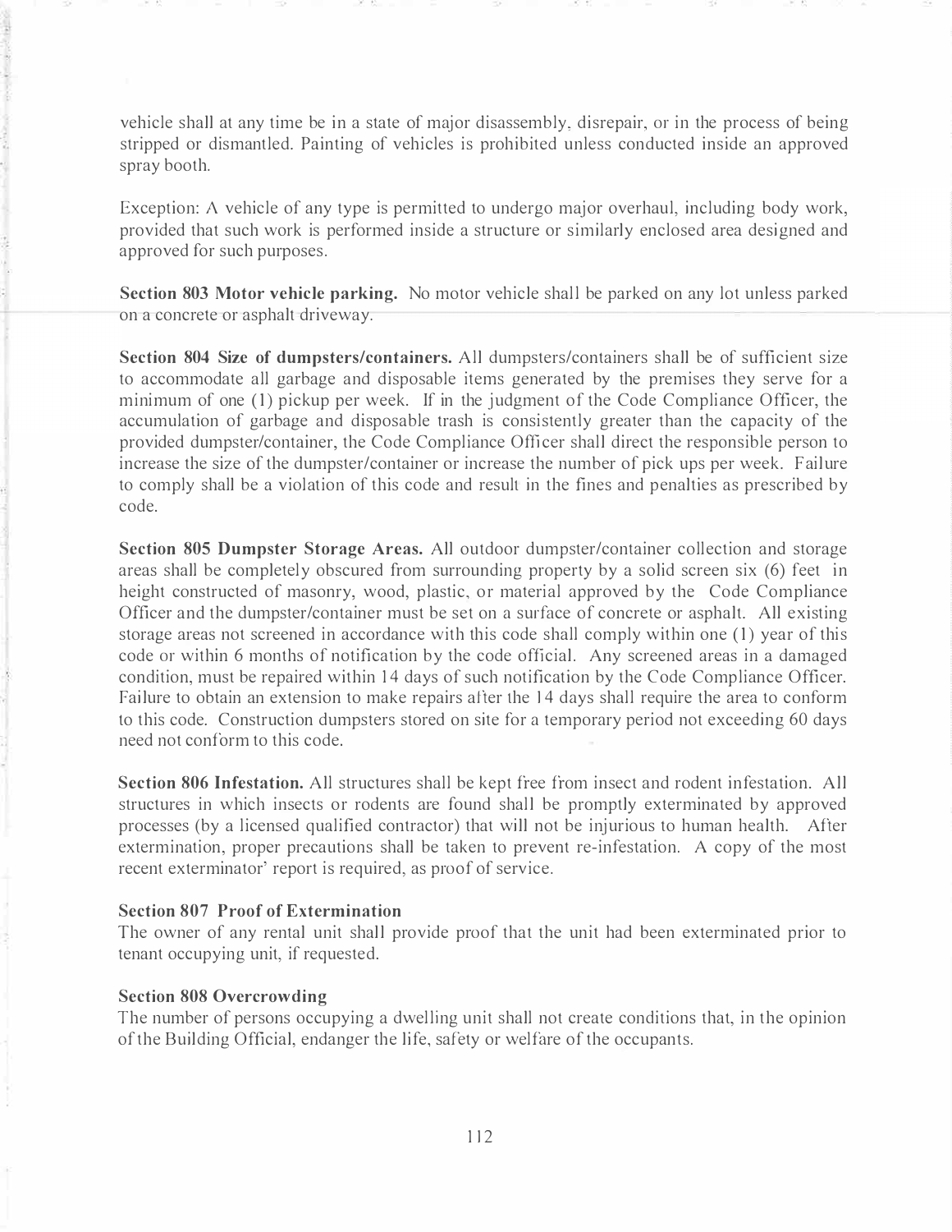vehicle shall at any time be in a state of major disassembly, disrepair, or in the process of being stripped or dismantled. Painting of vehicles is prohibited unless conducted inside an approved spray booth.

Exception: A vehicle of any type is permitted to undergo major overhaul, including body work, provided that such work is performed inside a structure or similarly enclosed area designed and approved for such purposes.

**Section 803 Motor vehicle parking.** No motor vehicle shall be parked on any lot unless parked on a concrete or asphalt driveway.

**Section 804 Size of dumpsters/containers.** All dumpsters/containers shall be of sufficient size to accommodate all garbage and disposable items generated by the premises they serve for a minimum of one (1) pickup per week. If in the judgment of the Code Compliance Officer, the accumulation of garbage and disposable trash is consistently greater than the capacity of the provided dumpster/container, the Code Compliance Officer shall direct the responsible person to increase the size of the dumpster/container or increase the number of pick ups per week. Failure to comply shall be a violation of this code and result in the fines and penalties as prescribed by code.

**Section 805 Dumpster Storage Areas.** All outdoor dumpster/container collection and storage areas shall be completely obscured from surrounding property by a solid screen six (6) feet in height constructed of masonry, wood, plastic, or material approved by the Code Compliance Officer and the dumpster/container must be set on a surface of concrete or asphalt. All existing storage areas not screened in accordance with this code shall comply within one (1) year of this code or within 6 months of notification by the code official. Any screened areas in a damaged condition, must be repaired within 14 days of such notification by the Code Compliance Officer. Failure to obtain an extension to make repairs after the 14 days shall require the area to conform to this code. Construction dumpsters stored on site for a temporary period not exceeding 60 days need not conform to this code.

**Section 806 Infestation.** All structures shall be kept free from insect and rodent infestation. All structures in which insects or rodents are found shall be promptly exterminated by approved processes (by a licensed qualified contractor) that will not be injurious to human health. After extermination, proper precautions shall be taken to prevent re-infestation. A copy of the most recent exterminator' report is required, as proof of service.

**Section 807 Proof of Extermination**

The owner of any rental unit shall provide proof that the unit had been exterminated prior to tenant occupying unit, if requested.

**Section 808 Overcrowding**

The number of persons occupying a dwelling unit shall not create conditions that, in the opinion of the Building Official, endanger the life, safety or welfare of the occupants.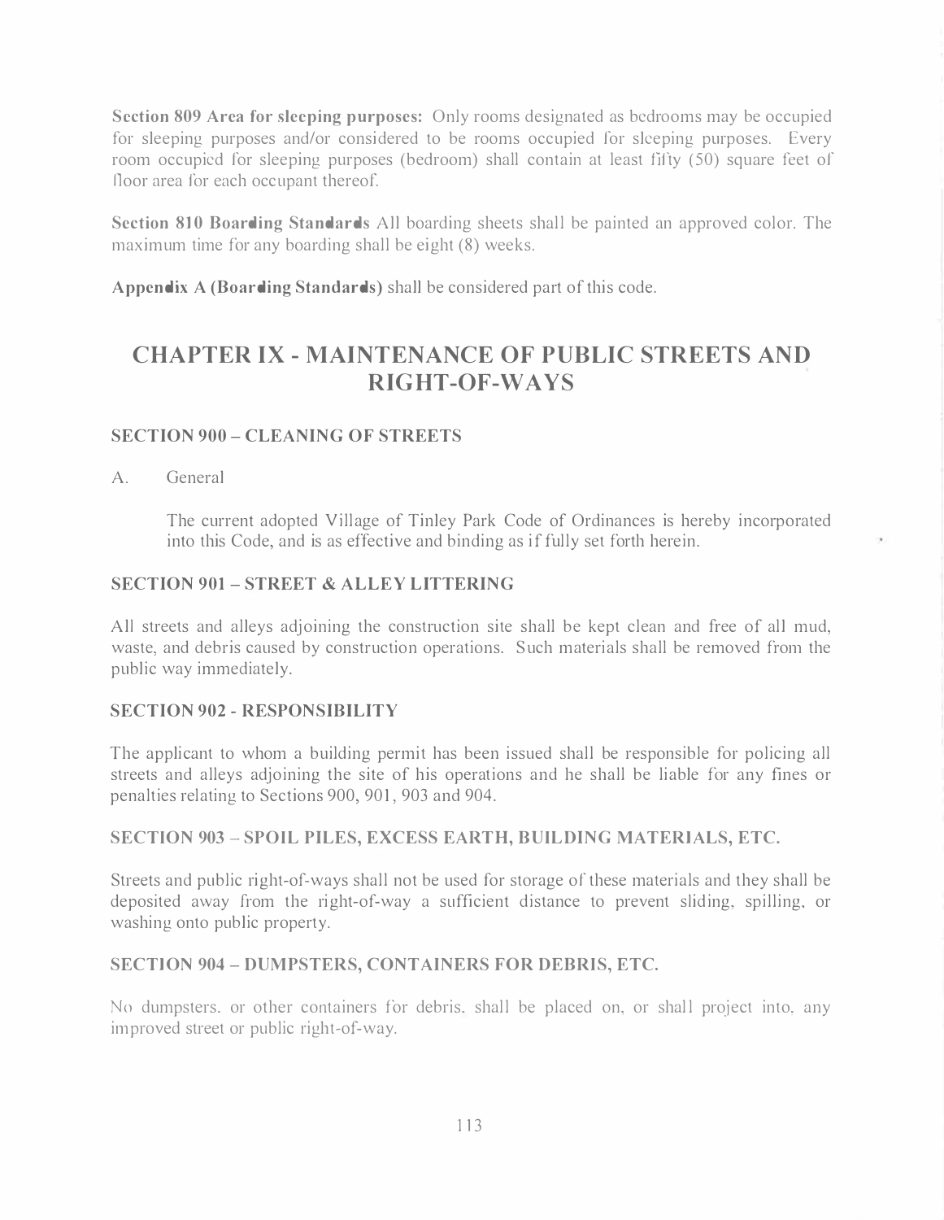**Section 809 Area for sleeping purposes:** Only rooms designated as bedrooms may be occupied for sleeping purposes and/or considered to be rooms occupied for sleeping purposes. Every room occupied for sleeping purposes (bedroom) shall contain at least fifty (50) square feet of floor area for each occupant thereof.

**Section 810 Boarding Standards** All boarding sheets shall be painted an approved color. The maximum time for any boarding shall be eight (8) weeks.

**Appendix A (Boarding Standards)** shall be considered part of this code.

# CHAPTER IX - MAINTENANCE OF PUBLIC STREETS AND RIGHT-OF-WAYS

### SECTION 900 – CLEANING OF STREETS

A. General

The current adopted Village of Tinley Park Code of Ordinances is hereby incorporated into this Code, and is as effective and binding as if fully set forth herein.

### SECTION 901 – STREET & ALLEY LITTERING

All streets and alleys adjoining the construction site shall be kept clean and free of all mud, waste, and debris caused by construction operations. Such materials shall be removed from the public way immediately.

### SECTION 902 - RESPONSIBILITY

The applicant to whom a building permit has been issued shall be responsible for policing all streets and alleys adjoining the site of his operations and he shall be liable for any fines or penalties relating to Sections 900, 901, 903 and 904.

### SECTION 903 – SPOIL PILES, EXCESS EARTH, BUILDING MATERIALS, ETC.

Streets and public right-of-ways shall not be used for storage of these materials and they shall be deposited away from the right-of-way a sufficient distance to prevent sliding, spilling, or washing onto public property.

### SECTION 904 – DUMPSTERS, CONTAINERS FOR DEBRIS, ETC.

No dumpsters, or other containers for debris, shall be placed on, or shall project into, any improved street or public right-of-way.